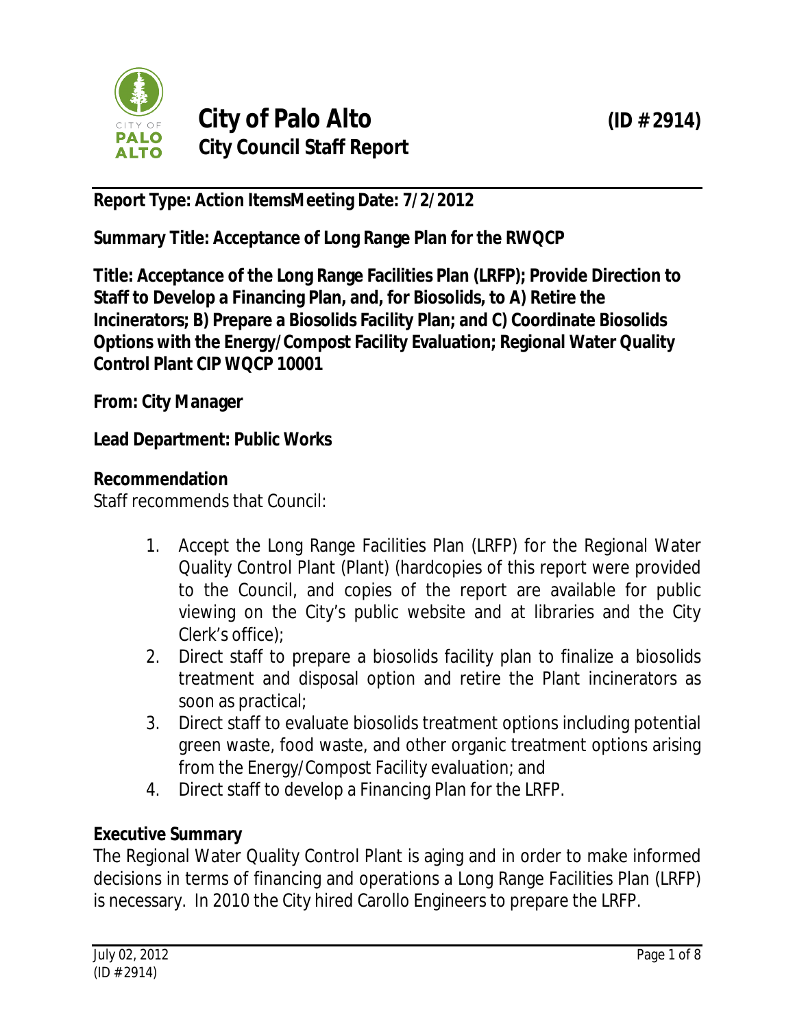# City of Palo Alto (ID # 2914)

## City Council Staff Report

**Report Type: Action Items Meeting Date: 7/2/2012**

**Summary Title: Acceptance of Long Range Plan for the RWQCP**

**Title: Acceptance of the Long Range Facilities Plan (LRFP); Provide Direction to Staff to Develop a Financing Plan, and, for Biosolids, to A) Retire the Incinerators; B) Prepare a Biosolids Facility Plan; and C) Coordinate Biosolids Options with the Energy/Compost Facility Evaluation; Regional Water Quality Control Plant CIP WQCP 10001**

**From: City Manager**

**Lead Department: Public Works**

**Recommendation**

Staff recommends that Council:

1. Accept the Long Range Facilities Plan (LRFP) for the Regional Water Quality Control Plant (Plant) (hardcopies of this report were provided to the Council, and copies of the report are available for public viewing on the City's public website and at libraries and the City Clerk's office);
2. Direct staff to prepare a biosolids facility plan to finalize a biosolids treatment and disposal option and retire the Plant incinerators as soon as practical;
3. Direct staff to evaluate biosolids treatment options including potential green waste, food waste, and other organic treatment options arising from the Energy/Compost Facility evaluation; and
4. Direct staff to develop a Financing Plan for the LRFP.

**Executive Summary**

The Regional Water Quality Control Plant is aging and in order to make informed decisions in terms of financing and operations a Long Range Facilities Plan (LRFP) is necessary. In 2010 the City hired Carollo Engineers to prepare the LRFP.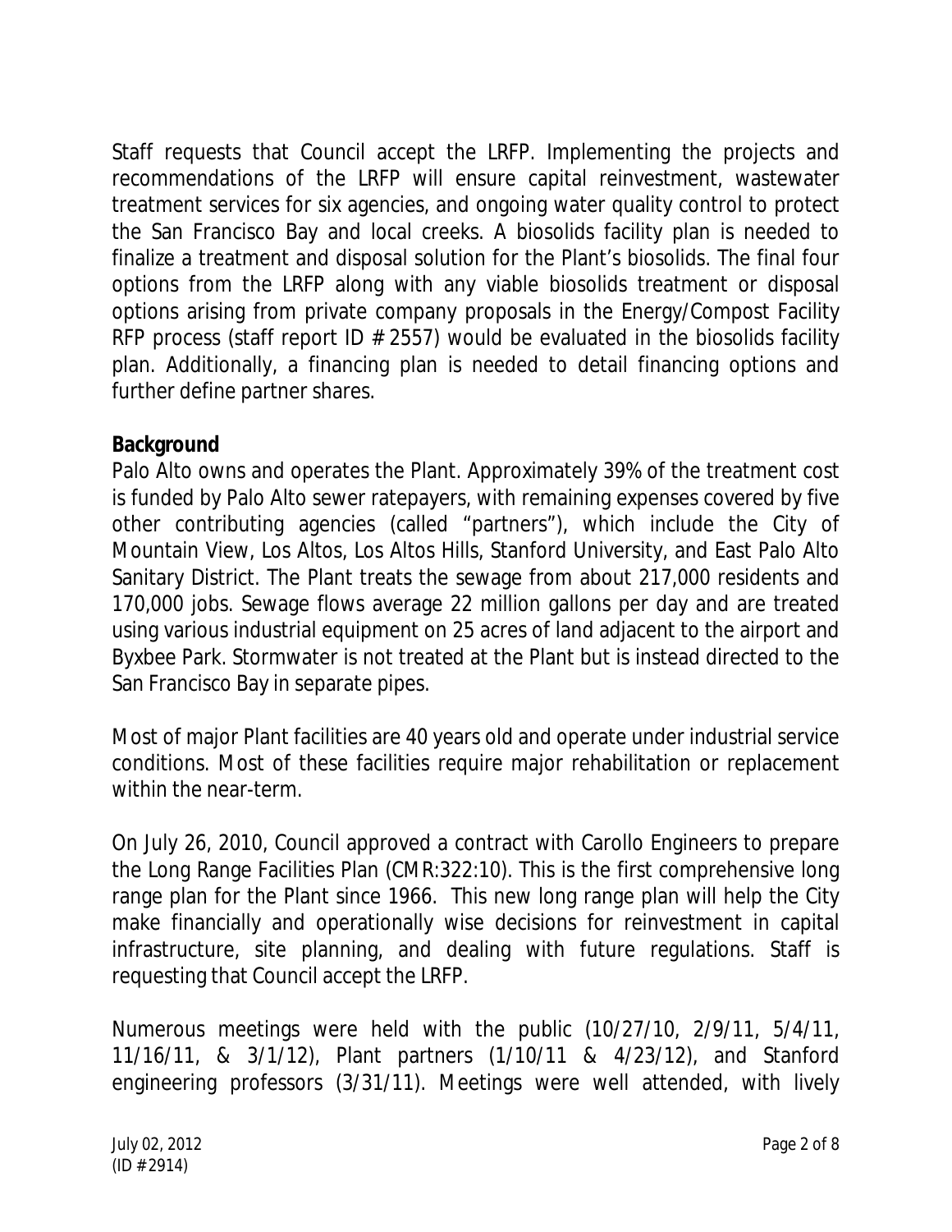Staff requests that Council accept the LRFP. Implementing the projects and recommendations of the LRFP will ensure capital reinvestment, wastewater treatment services for six agencies, and ongoing water quality control to protect the San Francisco Bay and local creeks. A biosolids facility plan is needed to finalize a treatment and disposal solution for the Plant's biosolids. The final four options from the LRFP along with any viable biosolids treatment or disposal options arising from private company proposals in the Energy/Compost Facility RFP process (staff report ID # 2557) would be evaluated in the biosolids facility plan. Additionally, a financing plan is needed to detail financing options and further define partner shares.

**Background**

Palo Alto owns and operates the Plant. Approximately 39% of the treatment cost is funded by Palo Alto sewer ratepayers, with remaining expenses covered by five other contributing agencies (called "partners"), which include the City of Mountain View, Los Altos, Los Altos Hills, Stanford University, and East Palo Alto Sanitary District. The Plant treats the sewage from about 217,000 residents and 170,000 jobs. Sewage flows average 22 million gallons per day and are treated using various industrial equipment on 25 acres of land adjacent to the airport and Byxbee Park. Stormwater is not treated at the Plant but is instead directed to the San Francisco Bay in separate pipes.

Most of major Plant facilities are 40 years old and operate under industrial service conditions. Most of these facilities require major rehabilitation or replacement within the near-term.

On July 26, 2010, Council approved a contract with Carollo Engineers to prepare the Long Range Facilities Plan (CMR:322:10). This is the first comprehensive long range plan for the Plant since 1966. This new long range plan will help the City make financially and operationally wise decisions for reinvestment in capital infrastructure, site planning, and dealing with future regulations. Staff is requesting that Council accept the LRFP.

Numerous meetings were held with the public (10/27/10, 2/9/11, 5/4/11, 11/16/11, & 3/1/12), Plant partners (1/10/11 & 4/23/12), and Stanford engineering professors (3/31/11). Meetings were well attended, with lively

July 02, 2012
(ID # 2914)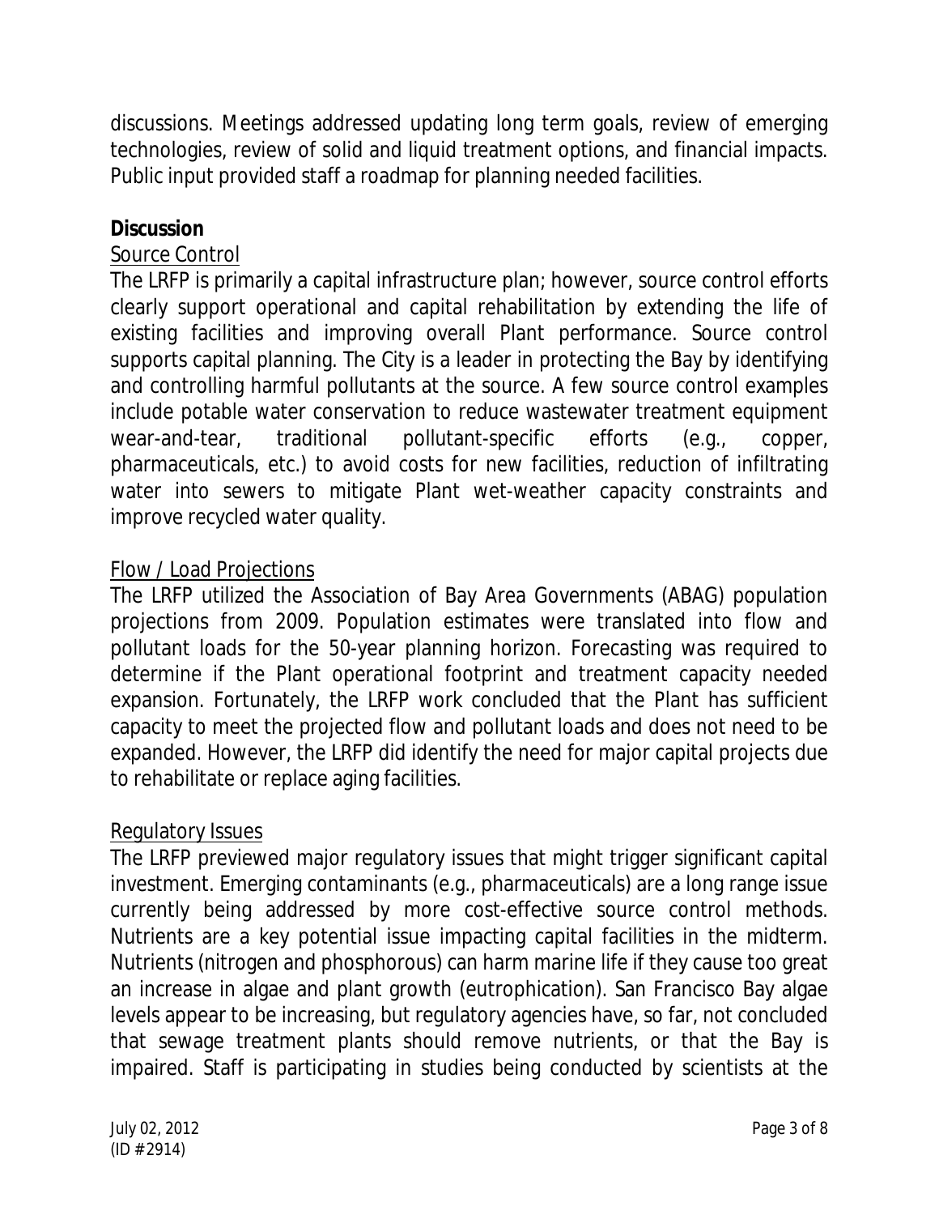discussions. Meetings addressed updating long term goals, review of emerging technologies, review of solid and liquid treatment options, and financial impacts. Public input provided staff a roadmap for planning needed facilities.

**Discussion**

Source Control

The LRFP is primarily a capital infrastructure plan; however, source control efforts clearly support operational and capital rehabilitation by extending the life of existing facilities and improving overall Plant performance. Source control supports capital planning. The City is a leader in protecting the Bay by identifying and controlling harmful pollutants at the source. A few source control examples include potable water conservation to reduce wastewater treatment equipment wear-and-tear, traditional pollutant-specific efforts (e.g., copper, pharmaceuticals, etc.) to avoid costs for new facilities, reduction of infiltrating water into sewers to mitigate Plant wet-weather capacity constraints and improve recycled water quality.

Flow / Load Projections

The LRFP utilized the Association of Bay Area Governments (ABAG) population projections from 2009. Population estimates were translated into flow and pollutant loads for the 50-year planning horizon. Forecasting was required to determine if the Plant operational footprint and treatment capacity needed expansion. Fortunately, the LRFP work concluded that the Plant has sufficient capacity to meet the projected flow and pollutant loads and does not need to be expanded. However, the LRFP did identify the need for major capital projects due to rehabilitate or replace aging facilities.

Regulatory Issues

The LRFP previewed major regulatory issues that might trigger significant capital investment. Emerging contaminants (e.g., pharmaceuticals) are a long range issue currently being addressed by more cost-effective source control methods. Nutrients are a key potential issue impacting capital facilities in the midterm. Nutrients (nitrogen and phosphorous) can harm marine life if they cause too great an increase in algae and plant growth (eutrophication). San Francisco Bay algae levels appear to be increasing, but regulatory agencies have, so far, not concluded that sewage treatment plants should remove nutrients, or that the Bay is impaired. Staff is participating in studies being conducted by scientists at the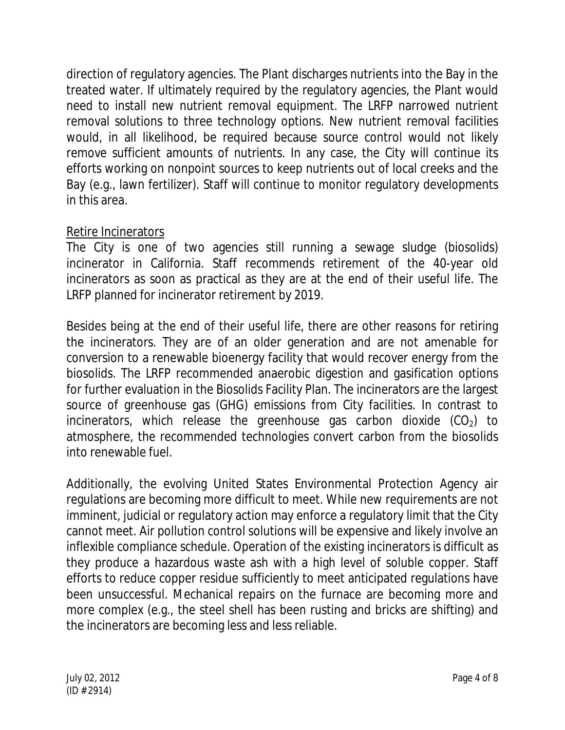direction of regulatory agencies. The Plant discharges nutrients into the Bay in the treated water. If ultimately required by the regulatory agencies, the Plant would need to install new nutrient removal equipment. The LRFP narrowed nutrient removal solutions to three technology options. New nutrient removal facilities would, in all likelihood, be required because source control would not likely remove sufficient amounts of nutrients. In any case, the City will continue its efforts working on nonpoint sources to keep nutrients out of local creeks and the Bay (e.g., lawn fertilizer). Staff will continue to monitor regulatory developments in this area.

Retire Incinerators

The City is one of two agencies still running a sewage sludge (biosolids) incinerator in California. Staff recommends retirement of the 40-year old incinerators as soon as practical as they are at the end of their useful life. The LRFP planned for incinerator retirement by 2019.

Besides being at the end of their useful life, there are other reasons for retiring the incinerators. They are of an older generation and are not amenable for conversion to a renewable bioenergy facility that would recover energy from the biosolids. The LRFP recommended anaerobic digestion and gasification options for further evaluation in the Biosolids Facility Plan. The incinerators are the largest source of greenhouse gas (GHG) emissions from City facilities. In contrast to incinerators, which release the greenhouse gas carbon dioxide ($CO_2$) to atmosphere, the recommended technologies convert carbon from the biosolids into renewable fuel.

Additionally, the evolving United States Environmental Protection Agency air regulations are becoming more difficult to meet. While new requirements are not imminent, judicial or regulatory action may enforce a regulatory limit that the City cannot meet. Air pollution control solutions will be expensive and likely involve an inflexible compliance schedule. Operation of the existing incinerators is difficult as they produce a hazardous waste ash with a high level of soluble copper. Staff efforts to reduce copper residue sufficiently to meet anticipated regulations have been unsuccessful. Mechanical repairs on the furnace are becoming more and more complex (e.g., the steel shell has been rusting and bricks are shifting) and the incinerators are becoming less and less reliable.

July 02, 2012
(ID # 2914)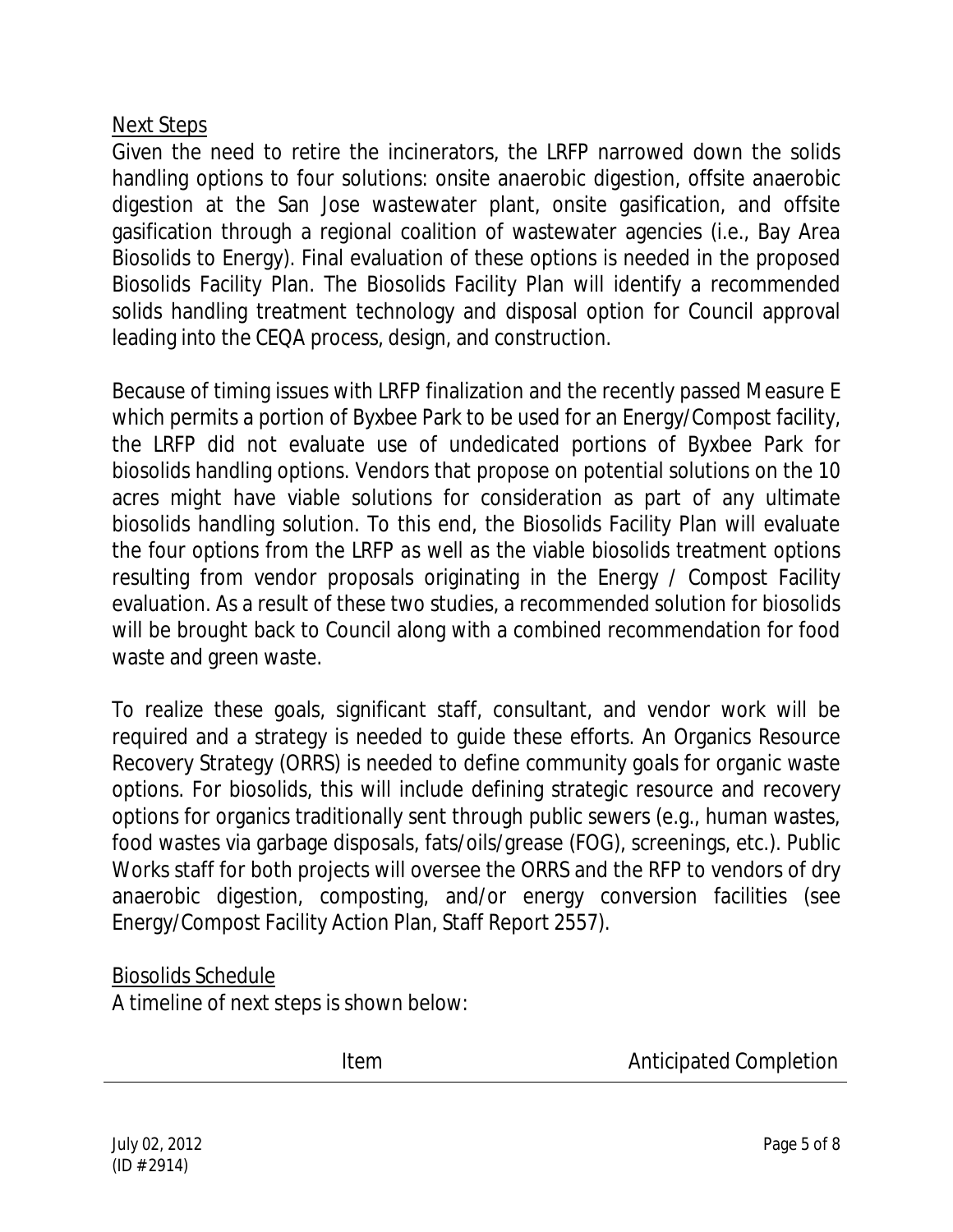## Next Steps

Given the need to retire the incinerators, the LRFP narrowed down the solids handling options to four solutions: onsite anaerobic digestion, offsite anaerobic digestion at the San Jose wastewater plant, onsite gasification, and offsite gasification through a regional coalition of wastewater agencies (i.e., Bay Area Biosolids to Energy). Final evaluation of these options is needed in the proposed Biosolids Facility Plan. The Biosolids Facility Plan will identify a recommended solids handling treatment technology and disposal option for Council approval leading into the CEQA process, design, and construction.

Because of timing issues with LRFP finalization and the recently passed Measure E which permits a portion of Byxbee Park to be used for an Energy/Compost facility, the LRFP did not evaluate use of undedicated portions of Byxbee Park for biosolids handling options. Vendors that propose on potential solutions on the 10 acres might have viable solutions for consideration as part of any ultimate biosolids handling solution. To this end, the Biosolids Facility Plan will evaluate the four options from the LRFP as well as the viable biosolids treatment options resulting from vendor proposals originating in the Energy / Compost Facility evaluation. As a result of these two studies, a recommended solution for biosolids will be brought back to Council along with a combined recommendation for food waste and green waste.

To realize these goals, significant staff, consultant, and vendor work will be required and a strategy is needed to guide these efforts. An Organics Resource Recovery Strategy (ORRS) is needed to define community goals for organic waste options. For biosolids, this will include defining strategic resource and recovery options for organics traditionally sent through public sewers (e.g., human wastes, food wastes via garbage disposals, fats/oils/grease (FOG), screenings, etc.). Public Works staff for both projects will oversee the ORRS and the RFP to vendors of dry anaerobic digestion, composting, and/or energy conversion facilities (see Energy/Compost Facility Action Plan, Staff Report 2557).

## Biosolids Schedule

A timeline of next steps is shown below:

| Item | Anticipated Completion |
|---|---|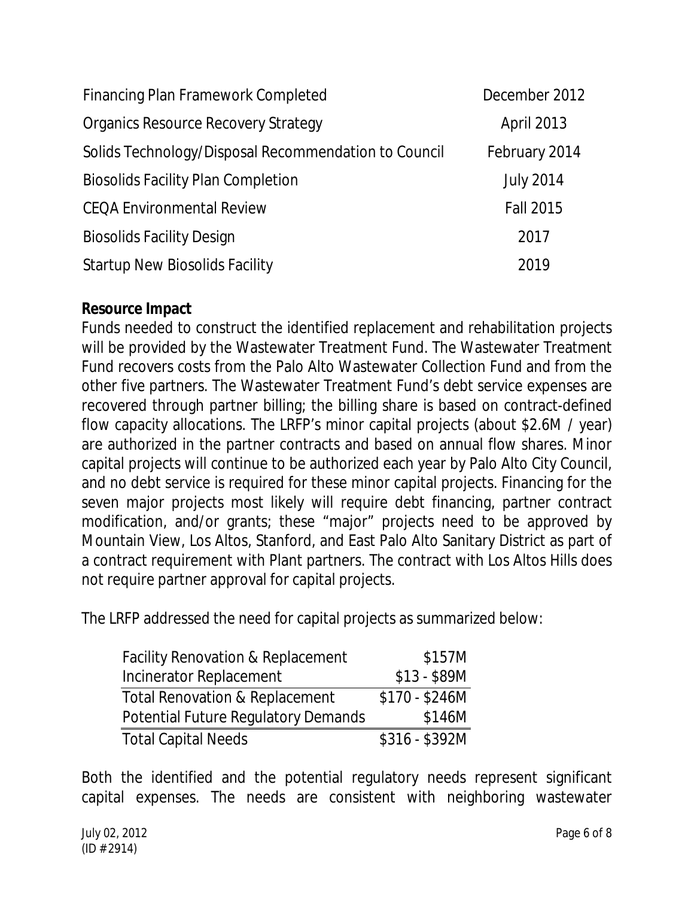| | |
|---|---|
| Financing Plan Framework Completed | December 2012 |
| Organics Resource Recovery Strategy | April 2013 |
| Solids Technology/Disposal Recommendation to Council | February 2014 |
| Biosolids Facility Plan Completion | July 2014 |
| CEQA Environmental Review | Fall 2015 |
| Biosolids Facility Design | 2017 |
| Startup New Biosolids Facility | 2019 |

**Resource Impact**

Funds needed to construct the identified replacement and rehabilitation projects will be provided by the Wastewater Treatment Fund. The Wastewater Treatment Fund recovers costs from the Palo Alto Wastewater Collection Fund and from the other five partners. The Wastewater Treatment Fund's debt service expenses are recovered through partner billing; the billing share is based on contract-defined flow capacity allocations. The LRFP's minor capital projects (about $2.6M / year) are authorized in the partner contracts and based on annual flow shares. Minor capital projects will continue to be authorized each year by Palo Alto City Council, and no debt service is required for these minor capital projects. Financing for the seven major projects most likely will require debt financing, partner contract modification, and/or grants; these "major" projects need to be approved by Mountain View, Los Altos, Stanford, and East Palo Alto Sanitary District as part of a contract requirement with Plant partners. The contract with Los Altos Hills does not require partner approval for capital projects.

The LRFP addressed the need for capital projects as summarized below:

| | |
|---|---|
| Facility Renovation & Replacement | $157M |
| Incinerator Replacement | $13 - $89M |
| Total Renovation & Replacement | $170 - $246M |
| Potential Future Regulatory Demands | $146M |
| Total Capital Needs | $316 - $392M |

Both the identified and the potential regulatory needs represent significant capital expenses. The needs are consistent with neighboring wastewater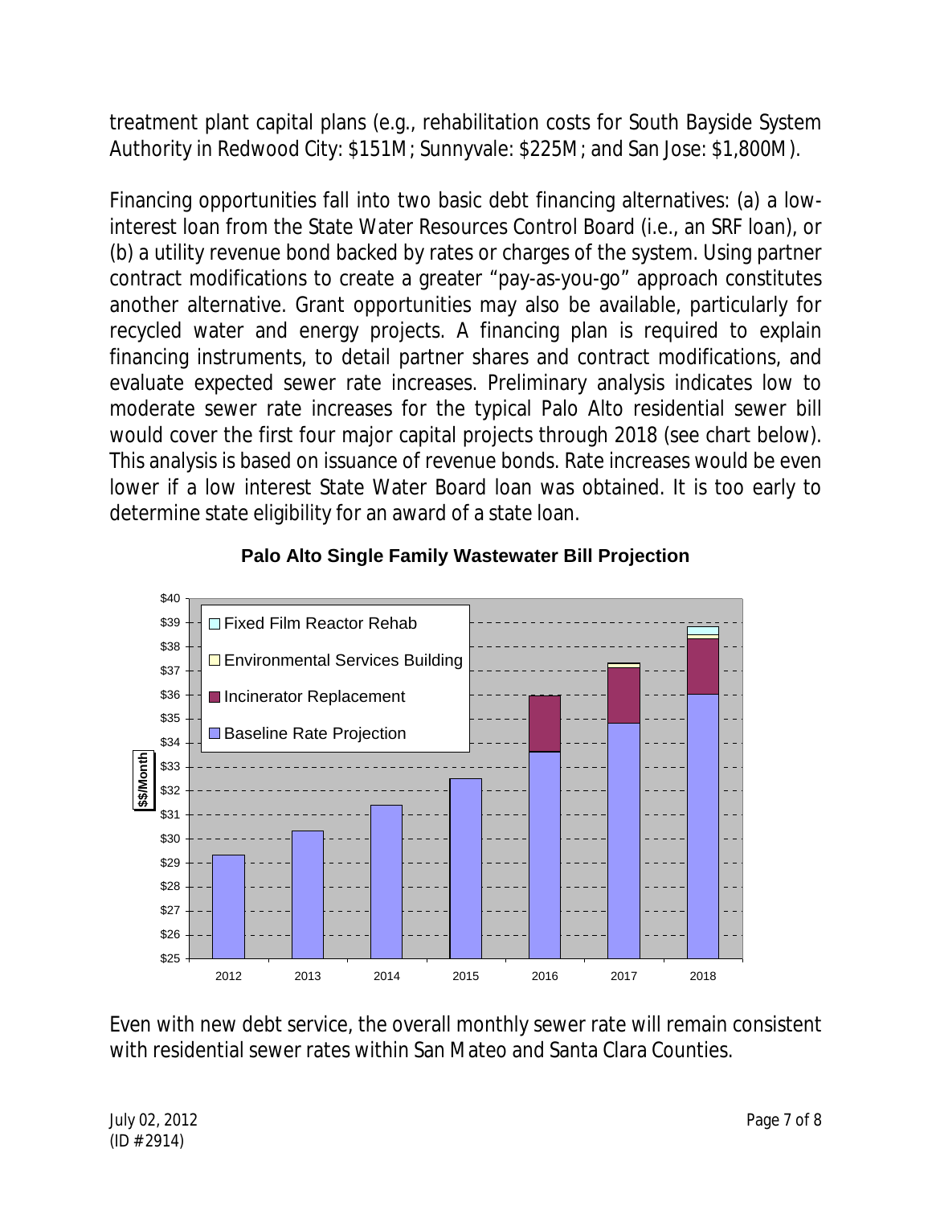treatment plant capital plans (e.g., rehabilitation costs for South Bayside System Authority in Redwood City: $151M; Sunnyvale: $225M; and San Jose: $1,800M).

Financing opportunities fall into two basic debt financing alternatives: (a) a low-interest loan from the State Water Resources Control Board (i.e., an SRF loan), or (b) a utility revenue bond backed by rates or charges of the system. Using partner contract modifications to create a greater "pay-as-you-go" approach constitutes another alternative. Grant opportunities may also be available, particularly for recycled water and energy projects. A financing plan is required to explain financing instruments, to detail partner shares and contract modifications, and evaluate expected sewer rate increases. Preliminary analysis indicates low to moderate sewer rate increases for the typical Palo Alto residential sewer bill would cover the first four major capital projects through 2018 (see chart below). This analysis is based on issuance of revenue bonds. Rate increases would be even lower if a low interest State Water Board loan was obtained. It is too early to determine state eligibility for an award of a state loan.

**Palo Alto Single Family Wastewater Bill Projection**

Even with new debt service, the overall monthly sewer rate will remain consistent with residential sewer rates within San Mateo and Santa Clara Counties.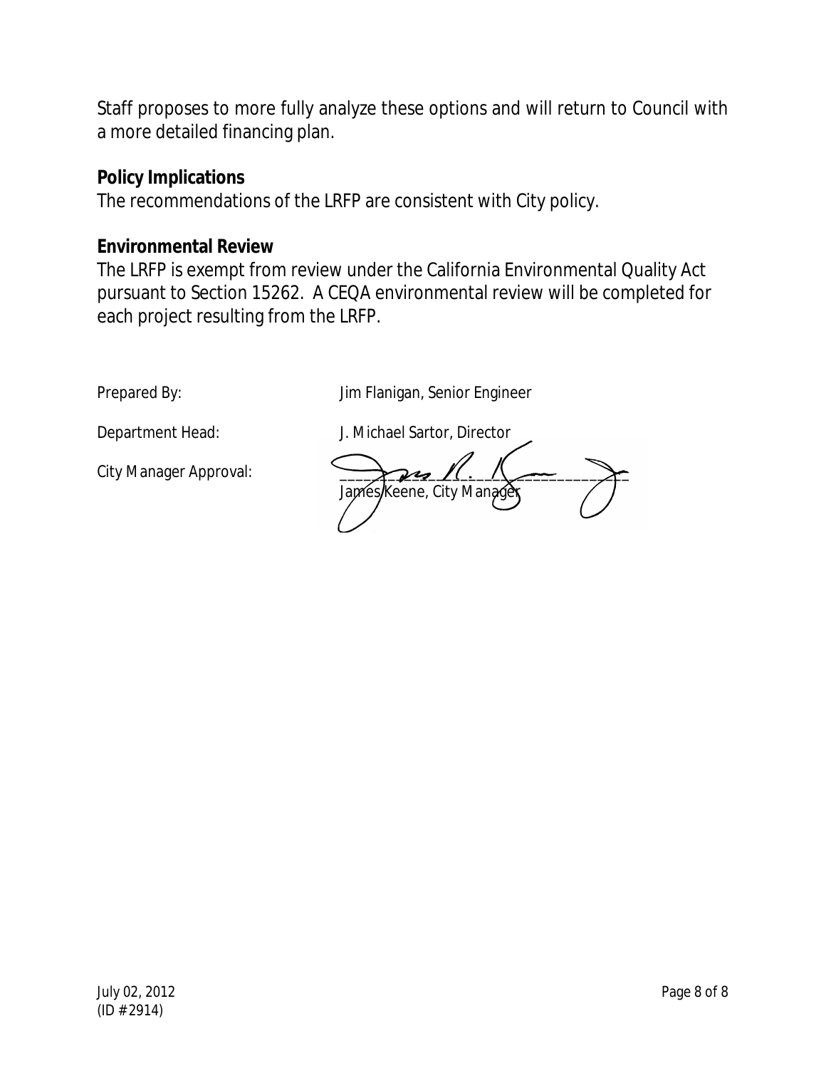Staff proposes to more fully analyze these options and will return to Council with a more detailed financing plan.

**Policy Implications**

The recommendations of the LRFP are consistent with City policy.

**Environmental Review**

The LRFP is exempt from review under the California Environmental Quality Act pursuant to Section 15262. A CEQA environmental review will be completed for each project resulting from the LRFP.

Prepared By: Jim Flanigan, Senior Engineer

Department Head: J. Michael Sartor, Director

City Manager Approval: James Keene, City Manager

July 02, 2012

(ID # 2914)